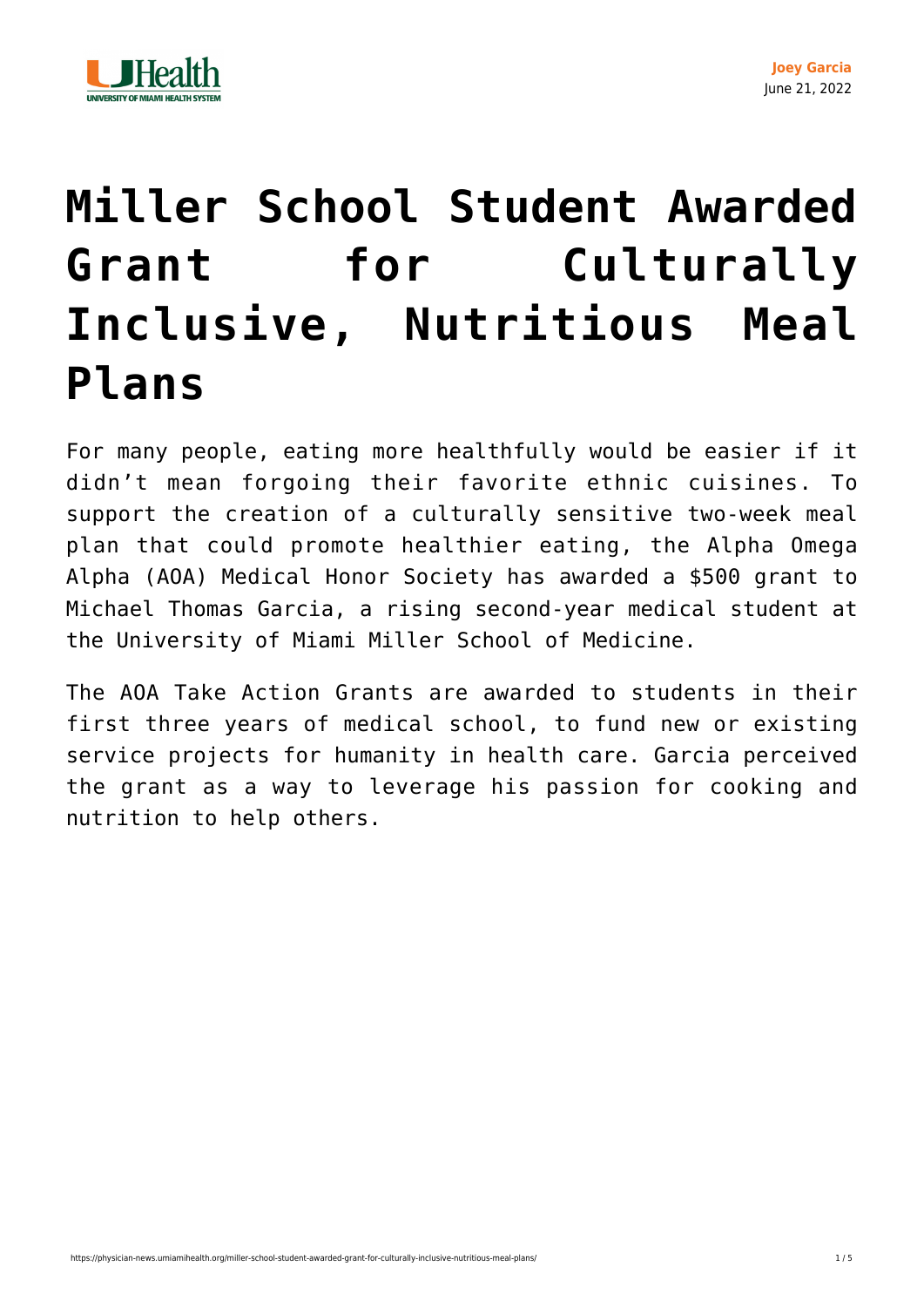Joey Garcia
June 21, 2022

# Miller School Student Awarded Grant for Culturally Inclusive, Nutritious Meal Plans

For many people, eating more healthfully would be easier if it didn't mean forgoing their favorite ethnic cuisines. To support the creation of a culturally sensitive two-week meal plan that could promote healthier eating, the Alpha Omega Alpha (AOA) Medical Honor Society has awarded a $500 grant to Michael Thomas Garcia, a rising second-year medical student at the University of Miami Miller School of Medicine.

The AOA Take Action Grants are awarded to students in their first three years of medical school, to fund new or existing service projects for humanity in health care. Garcia perceived the grant as a way to leverage his passion for cooking and nutrition to help others.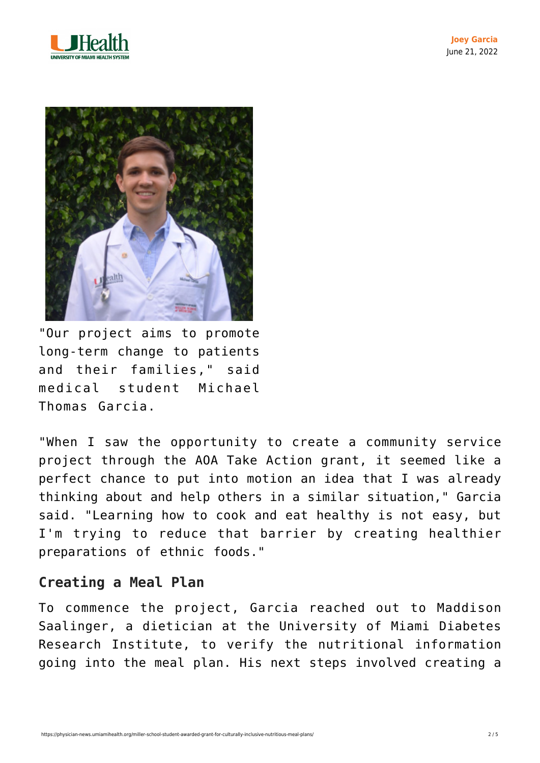"Our project aims to promote long-term change to patients and their families," said medical student Michael Thomas Garcia.

"When I saw the opportunity to create a community service project through the AOA Take Action grant, it seemed like a perfect chance to put into motion an idea that I was already thinking about and help others in a similar situation," Garcia said. "Learning how to cook and eat healthy is not easy, but I'm trying to reduce that barrier by creating healthier preparations of ethnic foods."

## Creating a Meal Plan

To commence the project, Garcia reached out to Maddison Saalinger, a dietician at the University of Miami Diabetes Research Institute, to verify the nutritional information going into the meal plan. His next steps involved creating a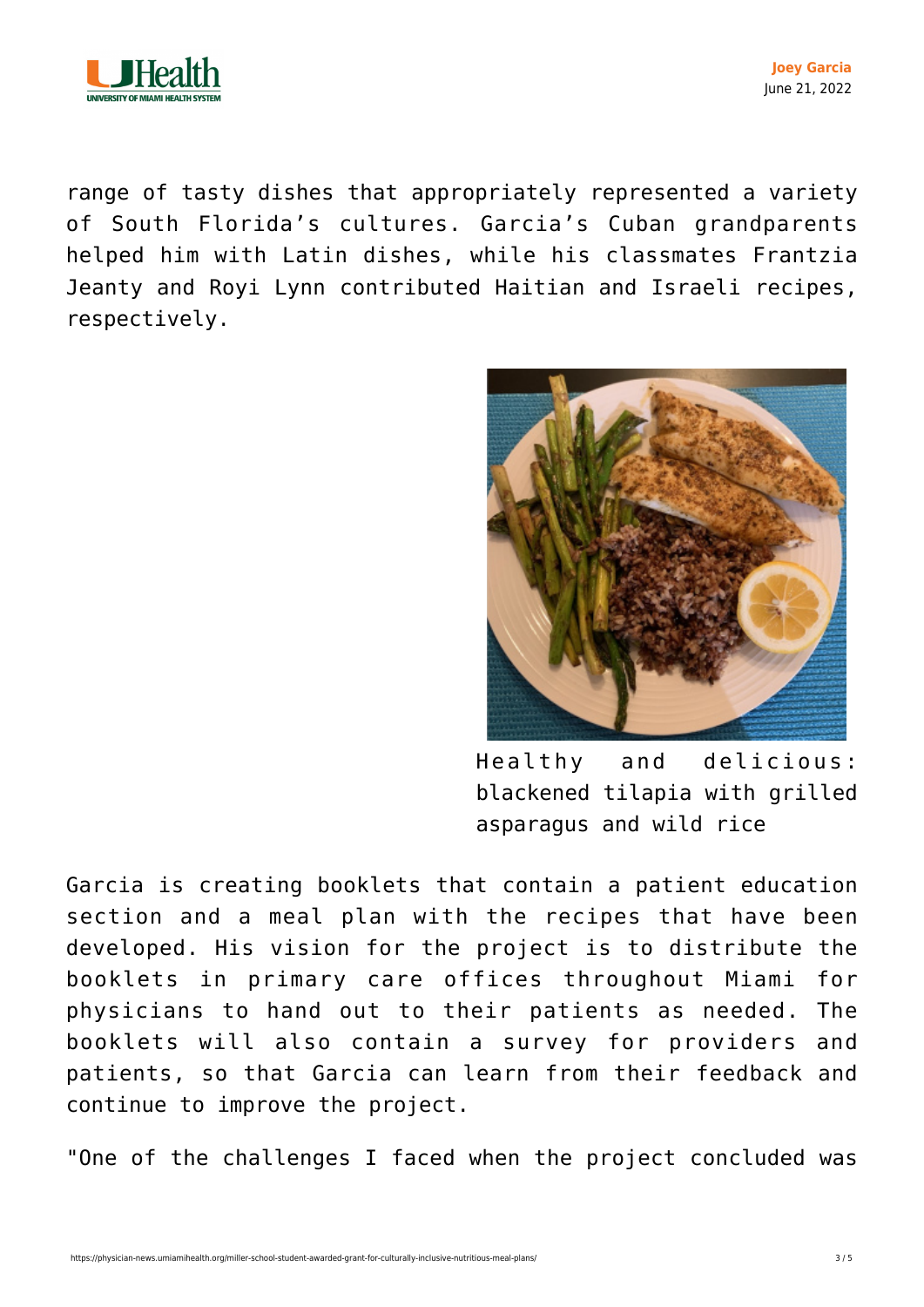range of tasty dishes that appropriately represented a variety of South Florida's cultures. Garcia's Cuban grandparents helped him with Latin dishes, while his classmates Frantzia Jeanty and Royi Lynn contributed Haitian and Israeli recipes, respectively.

Healthy and delicious: blackened tilapia with grilled asparagus and wild rice

Garcia is creating booklets that contain a patient education section and a meal plan with the recipes that have been developed. His vision for the project is to distribute the booklets in primary care offices throughout Miami for physicians to hand out to their patients as needed. The booklets will also contain a survey for providers and patients, so that Garcia can learn from their feedback and continue to improve the project.

"One of the challenges I faced when the project concluded was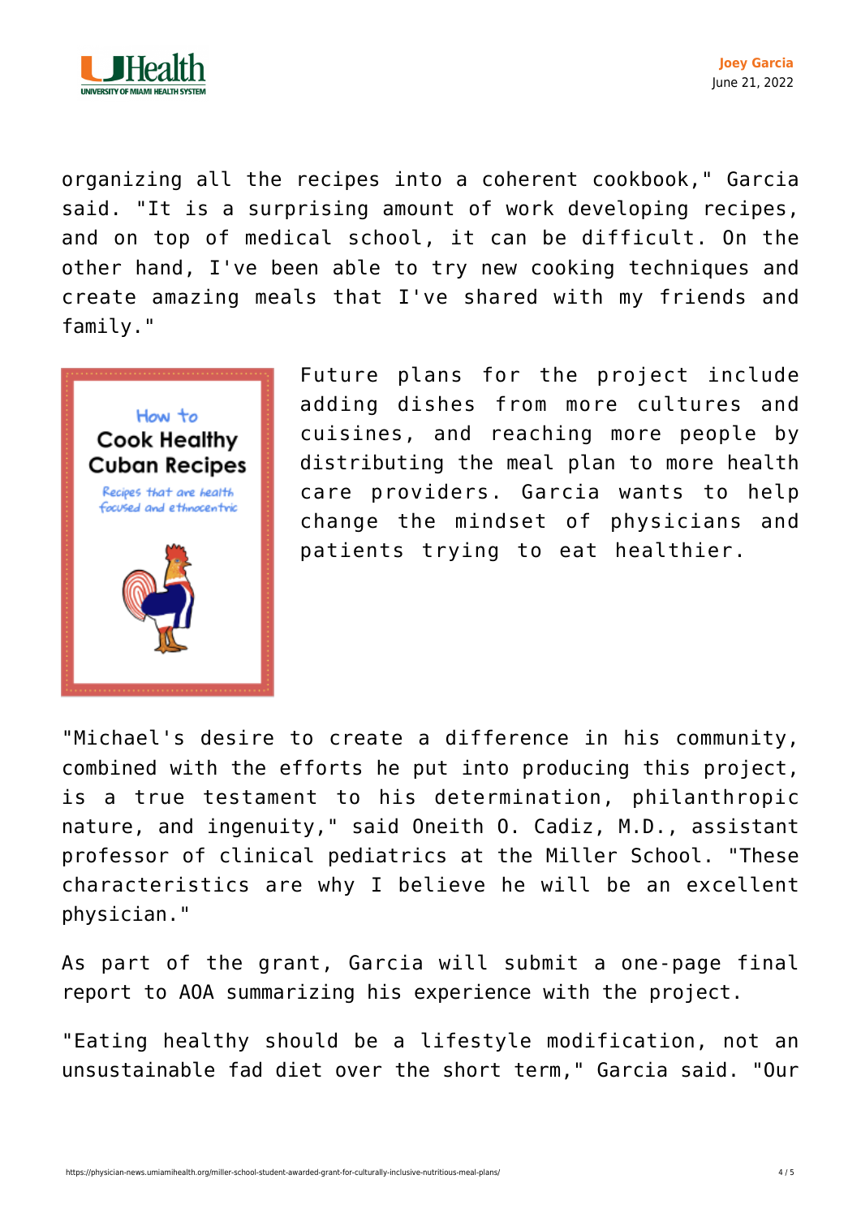organizing all the recipes into a coherent cookbook," Garcia said. "It is a surprising amount of work developing recipes, and on top of medical school, it can be difficult. On the other hand, I've been able to try new cooking techniques and create amazing meals that I've shared with my friends and family."

Future plans for the project include adding dishes from more cultures and cuisines, and reaching more people by distributing the meal plan to more health care providers. Garcia wants to help change the mindset of physicians and patients trying to eat healthier.

"Michael's desire to create a difference in his community, combined with the efforts he put into producing this project, is a true testament to his determination, philanthropic nature, and ingenuity," said Oneith O. Cadiz, M.D., assistant professor of clinical pediatrics at the Miller School. "These characteristics are why I believe he will be an excellent physician."

As part of the grant, Garcia will submit a one-page final report to AOA summarizing his experience with the project.

"Eating healthy should be a lifestyle modification, not an unsustainable fad diet over the short term," Garcia said. "Our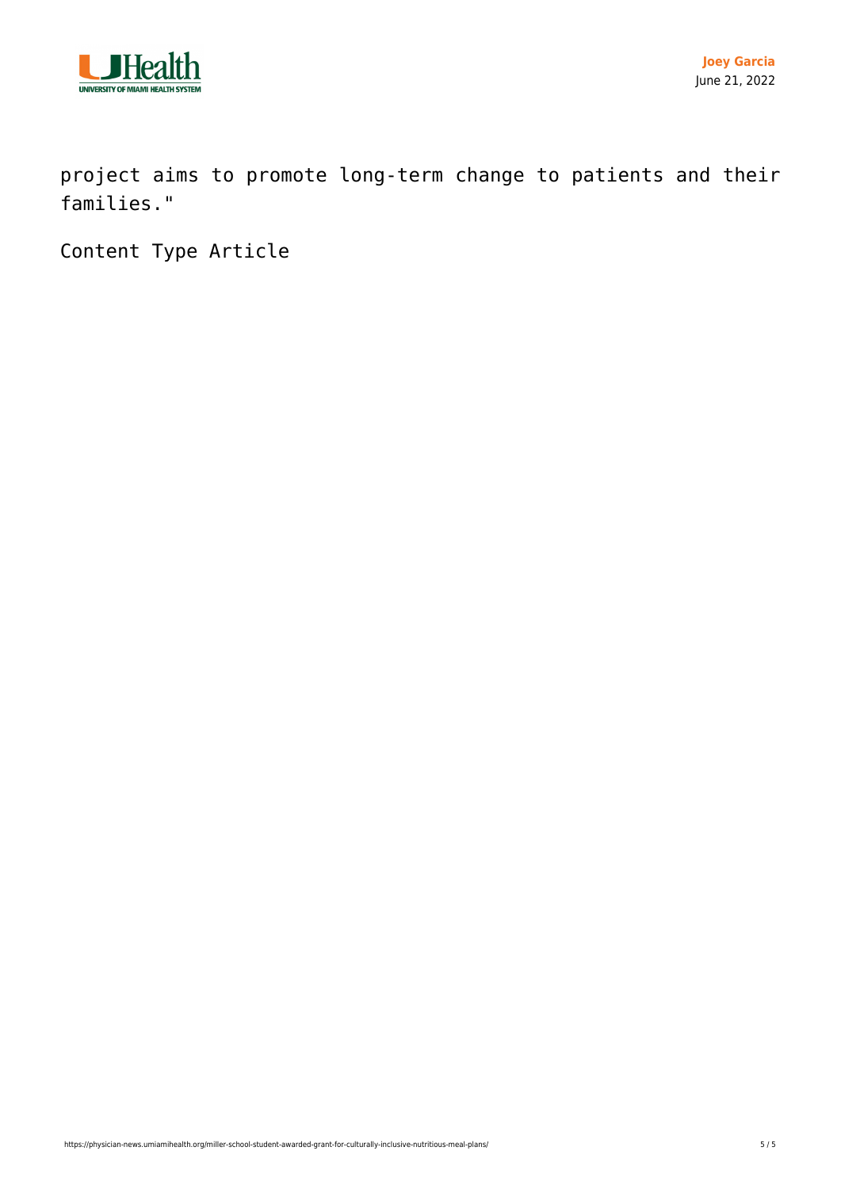project aims to promote long-term change to patients and their families."

Content Type Article